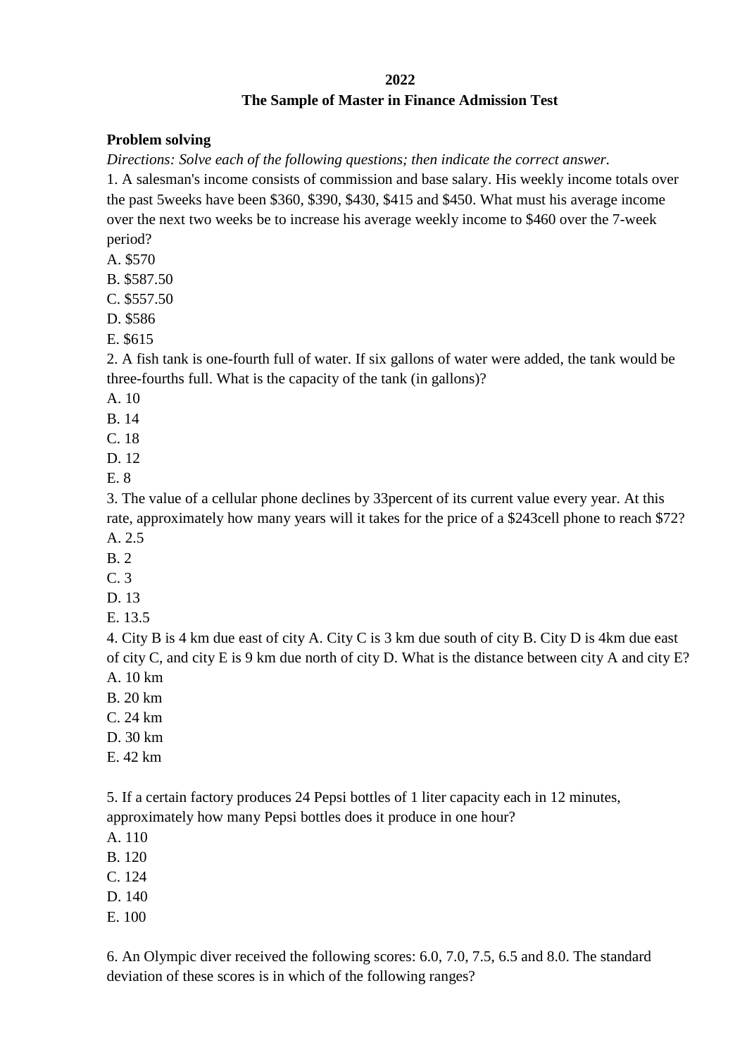**2022**

**The Sample of Master in Finance Admission Test**

**Problem solving**

*Directions: Solve each of the following questions; then indicate the correct answer.*

1. A salesman's income consists of commission and base salary. His weekly income totals over the past 5weeks have been $360, $390, $430, $415 and $450. What must his average income over the next two weeks be to increase his average weekly income to $460 over the 7-week period?

A. $570
B. $587.50
C. $557.50
D. $586
E. $615

2. A fish tank is one-fourth full of water. If six gallons of water were added, the tank would be three-fourths full. What is the capacity of the tank (in gallons)?

A. 10
B. 14
C. 18
D. 12
E. 8

3. The value of a cellular phone declines by 33percent of its current value every year. At this rate, approximately how many years will it takes for the price of a $243cell phone to reach $72?

A. 2.5
B. 2
C. 3
D. 13
E. 13.5

4. City B is 4 km due east of city A. City C is 3 km due south of city B. City D is 4km due east of city C, and city E is 9 km due north of city D. What is the distance between city A and city E?

A. 10 km
B. 20 km
C. 24 km
D. 30 km
E. 42 km

5. If a certain factory produces 24 Pepsi bottles of 1 liter capacity each in 12 minutes, approximately how many Pepsi bottles does it produce in one hour?

A. 110
B. 120
C. 124
D. 140
E. 100

6. An Olympic diver received the following scores: 6.0, 7.0, 7.5, 6.5 and 8.0. The standard deviation of these scores is in which of the following ranges?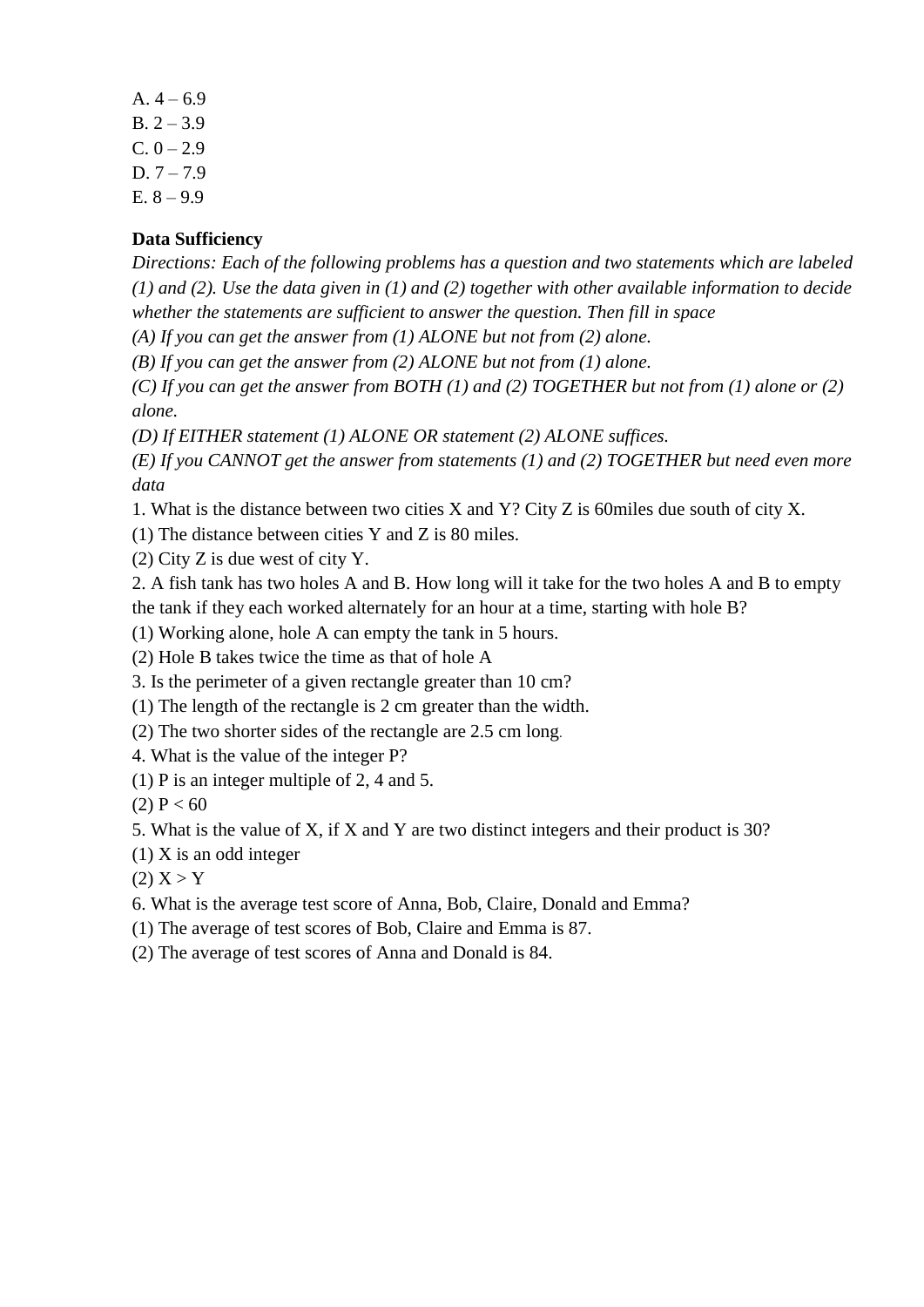A. 4 – 6.9
B. 2 – 3.9
C. 0 – 2.9
D. 7 – 7.9
E. 8 – 9.9

**Data Sufficiency**

*Directions: Each of the following problems has a question and two statements which are labeled (1) and (2). Use the data given in (1) and (2) together with other available information to decide whether the statements are sufficient to answer the question. Then fill in space*
*(A) If you can get the answer from (1) ALONE but not from (2) alone.*
*(B) If you can get the answer from (2) ALONE but not from (1) alone.*
*(C) If you can get the answer from BOTH (1) and (2) TOGETHER but not from (1) alone or (2) alone.*
*(D) If EITHER statement (1) ALONE OR statement (2) ALONE suffices.*
*(E) If you CANNOT get the answer from statements (1) and (2) TOGETHER but need even more data*

1. What is the distance between two cities X and Y? City Z is 60miles due south of city X.
(1) The distance between cities Y and Z is 80 miles.
(2) City Z is due west of city Y.
2. A fish tank has two holes A and B. How long will it take for the two holes A and B to empty the tank if they each worked alternately for an hour at a time, starting with hole B?
(1) Working alone, hole A can empty the tank in 5 hours.
(2) Hole B takes twice the time as that of hole A
3. Is the perimeter of a given rectangle greater than 10 cm?
(1) The length of the rectangle is 2 cm greater than the width.
(2) The two shorter sides of the rectangle are 2.5 cm long.
4. What is the value of the integer P?
(1) P is an integer multiple of 2, 4 and 5.
(2) $P < 60$
5. What is the value of X, if X and Y are two distinct integers and their product is 30?
(1) X is an odd integer
(2) $X > Y$
6. What is the average test score of Anna, Bob, Claire, Donald and Emma?
(1) The average of test scores of Bob, Claire and Emma is 87.
(2) The average of test scores of Anna and Donald is 84.